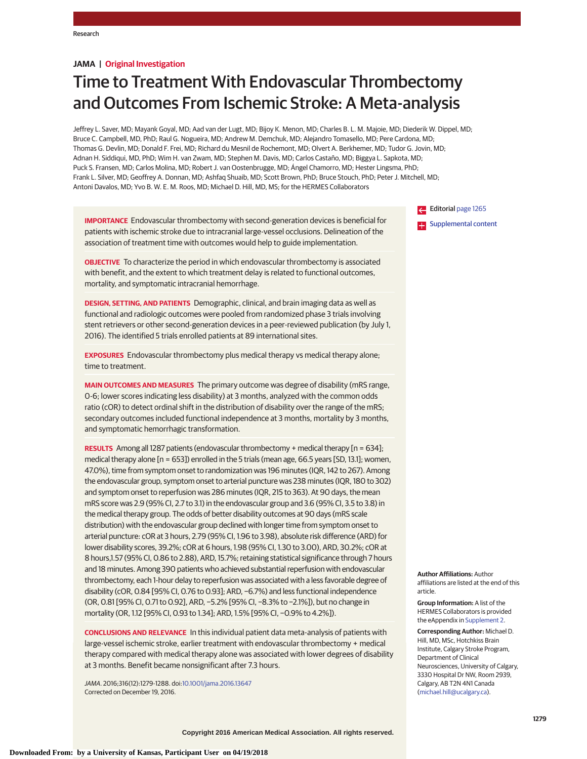**JAMA | Original Investigation**

# Time to Treatment With Endovascular Thrombectomy and Outcomes From Ischemic Stroke: A Meta-analysis

Jeffrey L. Saver, MD; Mayank Goyal, MD; Aad van der Lugt, MD; Bijoy K. Menon, MD; Charles B. L. M. Majoie, MD; Diederik W. Dippel, MD; Bruce C. Campbell, MD, PhD; Raul G. Nogueira, MD; Andrew M. Demchuk, MD; Alejandro Tomasello, MD; Pere Cardona, MD; Thomas G. Devlin, MD; Donald F. Frei, MD; Richard du Mesnil de Rochemont, MD; Olvert A. Berkhemer, MD; Tudor G. Jovin, MD; Adnan H. Siddiqui, MD, PhD; Wim H. van Zwam, MD; Stephen M. Davis, MD; Carlos Castaño, MD; Biggya L. Sapkota, MD; Puck S. Fransen, MD; Carlos Molina, MD; Robert J. van Oostenbrugge, MD; Ángel Chamorro, MD; Hester Lingsma, PhD; Frank L. Silver, MD; Geoffrey A. Donnan, MD; Ashfaq Shuaib, MD; Scott Brown, PhD; Bruce Stouch, PhD; Peter J. Mitchell, MD; Antoni Davalos, MD; Yvo B. W. E. M. Roos, MD; Michael D. Hill, MD, MS; for the HERMES Collaborators

Editorial page 1265

Supplemental content

**IMPORTANCE** Endovascular thrombectomy with second-generation devices is beneficial for patients with ischemic stroke due to intracranial large-vessel occlusions. Delineation of the association of treatment time with outcomes would help to guide implementation.

**OBJECTIVE** To characterize the period in which endovascular thrombectomy is associated with benefit, and the extent to which treatment delay is related to functional outcomes, mortality, and symptomatic intracranial hemorrhage.

**DESIGN, SETTING, AND PATIENTS** Demographic, clinical, and brain imaging data as well as functional and radiologic outcomes were pooled from randomized phase 3 trials involving stent retrievers or other second-generation devices in a peer-reviewed publication (by July 1, 2016). The identified 5 trials enrolled patients at 89 international sites.

**EXPOSURES** Endovascular thrombectomy plus medical therapy vs medical therapy alone; time to treatment.

**MAIN OUTCOMES AND MEASURES** The primary outcome was degree of disability (mRS range, 0-6; lower scores indicating less disability) at 3 months, analyzed with the common odds ratio (cOR) to detect ordinal shift in the distribution of disability over the range of the mRS; secondary outcomes included functional independence at 3 months, mortality by 3 months, and symptomatic hemorrhagic transformation.

**RESULTS** Among all 1287 patients (endovascular thrombectomy + medical therapy [n = 634]; medical therapy alone [n = 653]) enrolled in the 5 trials (mean age, 66.5 years [SD, 13.1]; women, 47.0%), time from symptom onset to randomization was 196 minutes (IQR, 142 to 267). Among the endovascular group, symptom onset to arterial puncture was 238 minutes (IQR, 180 to 302) and symptom onset to reperfusion was 286 minutes (IQR, 215 to 363). At 90 days, the mean mRS score was 2.9 (95% CI, 2.7 to 3.1) in the endovascular group and 3.6 (95% CI, 3.5 to 3.8) in the medical therapy group. The odds of better disability outcomes at 90 days (mRS scale distribution) with the endovascular group declined with longer time from symptom onset to arterial puncture: cOR at 3 hours, 2.79 (95% CI, 1.96 to 3.98), absolute risk difference (ARD) for lower disability scores, 39.2%; cOR at 6 hours, 1.98 (95% CI, 1.30 to 3.00), ARD, 30.2%; cOR at 8 hours,1.57 (95% CI, 0.86 to 2.88), ARD, 15.7%; retaining statistical significance through 7 hours and 18 minutes. Among 390 patients who achieved substantial reperfusion with endovascular thrombectomy, each 1-hour delay to reperfusion was associated with a less favorable degree of disability (cOR, 0.84 [95% CI, 0.76 to 0.93]; ARD, −6.7%) and less functional independence (OR, 0.81 [95% CI, 0.71 to 0.92], ARD, −5.2% [95% CI, −8.3% to −2.1%]), but no change in mortality (OR, 1.12 [95% CI, 0.93 to 1.34]; ARD, 1.5% [95% CI, −0.9% to 4.2%]).

**CONCLUSIONS AND RELEVANCE** In this individual patient data meta-analysis of patients with large-vessel ischemic stroke, earlier treatment with endovascular thrombectomy + medical therapy compared with medical therapy alone was associated with lower degrees of disability at 3 months. Benefit became nonsignificant after 7.3 hours.

*JAMA*. 2016;316(12):1279-1288. doi:10.1001/jama.2016.13647
Corrected on December 19, 2016.

**Author Affiliations:** Author affiliations are listed at the end of this article.

**Group Information:** A list of the HERMES Collaborators is provided the eAppendix in Supplement 2.

**Corresponding Author:** Michael D. Hill, MD, MSc, Hotchkiss Brain Institute, Calgary Stroke Program, Department of Clinical Neurosciences, University of Calgary, 3330 Hospital Dr NW, Room 2939, Calgary, AB T2N 4N1 Canada (michael.hill@ucalgary.ca).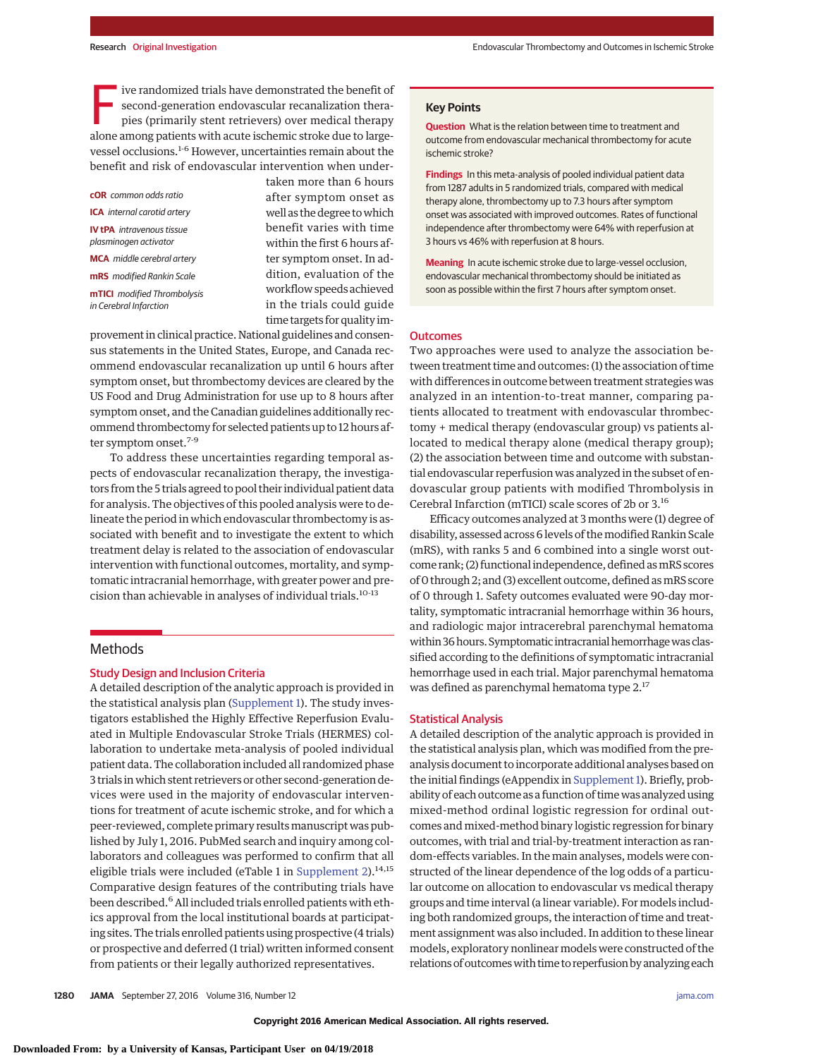Five randomized trials have demonstrated the benefit of second-generation endovascular recanalization therapies (primarily stent retrievers) over medical therapy alone among patients with acute ischemic stroke due to large-vessel occlusions.[1-6] However, uncertainties remain about the benefit and risk of endovascular intervention when undertaken more than 6 hours after symptom onset as well as the degree to which benefit varies with time within the first 6 hours after symptom onset. In addition, evaluation of the workflow speeds achieved in the trials could guide time targets for quality improvement in clinical practice. National guidelines and consensus statements in the United States, Europe, and Canada recommend endovascular recanalization up until 6 hours after symptom onset, but thrombectomy devices are cleared by the US Food and Drug Administration for use up to 8 hours after symptom onset, and the Canadian guidelines additionally recommend thrombectomy for selected patients up to 12 hours after symptom onset.[7-9]

**cOR** *common odds ratio*

**ICA** *internal carotid artery*

**IV tPA** *intravenous tissue plasminogen activator*

**MCA** *middle cerebral artery*

**mRS** *modified Rankin Scale*

**mTICI** *modified Thrombolysis in Cerebral Infarction*

To address these uncertainties regarding temporal aspects of endovascular recanalization therapy, the investigators from the 5 trials agreed to pool their individual patient data for analysis. The objectives of this pooled analysis were to delineate the period in which endovascular thrombectomy is associated with benefit and to investigate the extent to which treatment delay is related to the association of endovascular intervention with functional outcomes, mortality, and symptomatic intracranial hemorrhage, with greater power and precision than achievable in analyses of individual trials.[10-13]

## Methods

### Study Design and Inclusion Criteria

A detailed description of the analytic approach is provided in the statistical analysis plan (Supplement 1). The study investigators established the Highly Effective Reperfusion Evaluated in Multiple Endovascular Stroke Trials (HERMES) collaboration to undertake meta-analysis of pooled individual patient data. The collaboration included all randomized phase 3 trials in which stent retrievers or other second-generation devices were used in the majority of endovascular interventions for treatment of acute ischemic stroke, and for which a peer-reviewed, complete primary results manuscript was published by July 1, 2016. PubMed search and inquiry among collaborators and colleagues was performed to confirm that all eligible trials were included (eTable 1 in Supplement 2).[14,15] Comparative design features of the contributing trials have been described.[6] All included trials enrolled patients with ethics approval from the local institutional boards at participating sites. The trials enrolled patients using prospective (4 trials) or prospective and deferred (1 trial) written informed consent from patients or their legally authorized representatives.

### Key Points

**Question** What is the relation between time to treatment and outcome from endovascular mechanical thrombectomy for acute ischemic stroke?

**Findings** In this meta-analysis of pooled individual patient data from 1287 adults in 5 randomized trials, compared with medical therapy alone, thrombectomy up to 7.3 hours after symptom onset was associated with improved outcomes. Rates of functional independence after thrombectomy were 64% with reperfusion at 3 hours vs 46% with reperfusion at 8 hours.

**Meaning** In acute ischemic stroke due to large-vessel occlusion, endovascular mechanical thrombectomy should be initiated as soon as possible within the first 7 hours after symptom onset.

### Outcomes

Two approaches were used to analyze the association between treatment time and outcomes: (1) the association of time with differences in outcome between treatment strategies was analyzed in an intention-to-treat manner, comparing patients allocated to treatment with endovascular thrombectomy + medical therapy (endovascular group) vs patients allocated to medical therapy alone (medical therapy group); (2) the association between time and outcome with substantial endovascular reperfusion was analyzed in the subset of endovascular group patients with modified Thrombolysis in Cerebral Infarction (mTICI) scale scores of 2b or 3.[16]

Efficacy outcomes analyzed at 3 months were (1) degree of disability, assessed across 6 levels of the modified Rankin Scale (mRS), with ranks 5 and 6 combined into a single worst outcome rank; (2) functional independence, defined as mRS scores of 0 through 2; and (3) excellent outcome, defined as mRS score of 0 through 1. Safety outcomes evaluated were 90-day mortality, symptomatic intracranial hemorrhage within 36 hours, and radiologic major intracerebral parenchymal hematoma within 36 hours. Symptomatic intracranial hemorrhage was classified according to the definitions of symptomatic intracranial hemorrhage used in each trial. Major parenchymal hematoma was defined as parenchymal hematoma type 2.[17]

### Statistical Analysis

A detailed description of the analytic approach is provided in the statistical analysis plan, which was modified from the preanalysis document to incorporate additional analyses based on the initial findings (eAppendix in Supplement 1). Briefly, probability of each outcome as a function of time was analyzed using mixed-method ordinal logistic regression for ordinal outcomes and mixed-method binary logistic regression for binary outcomes, with trial and trial-by-treatment interaction as random-effects variables. In the main analyses, models were constructed of the linear dependence of the log odds of a particular outcome on allocation to endovascular vs medical therapy groups and time interval (a linear variable). For models including both randomized groups, the interaction of time and treatment assignment was also included. In addition to these linear models, exploratory nonlinear models were constructed of the relations of outcomes with time to reperfusion by analyzing each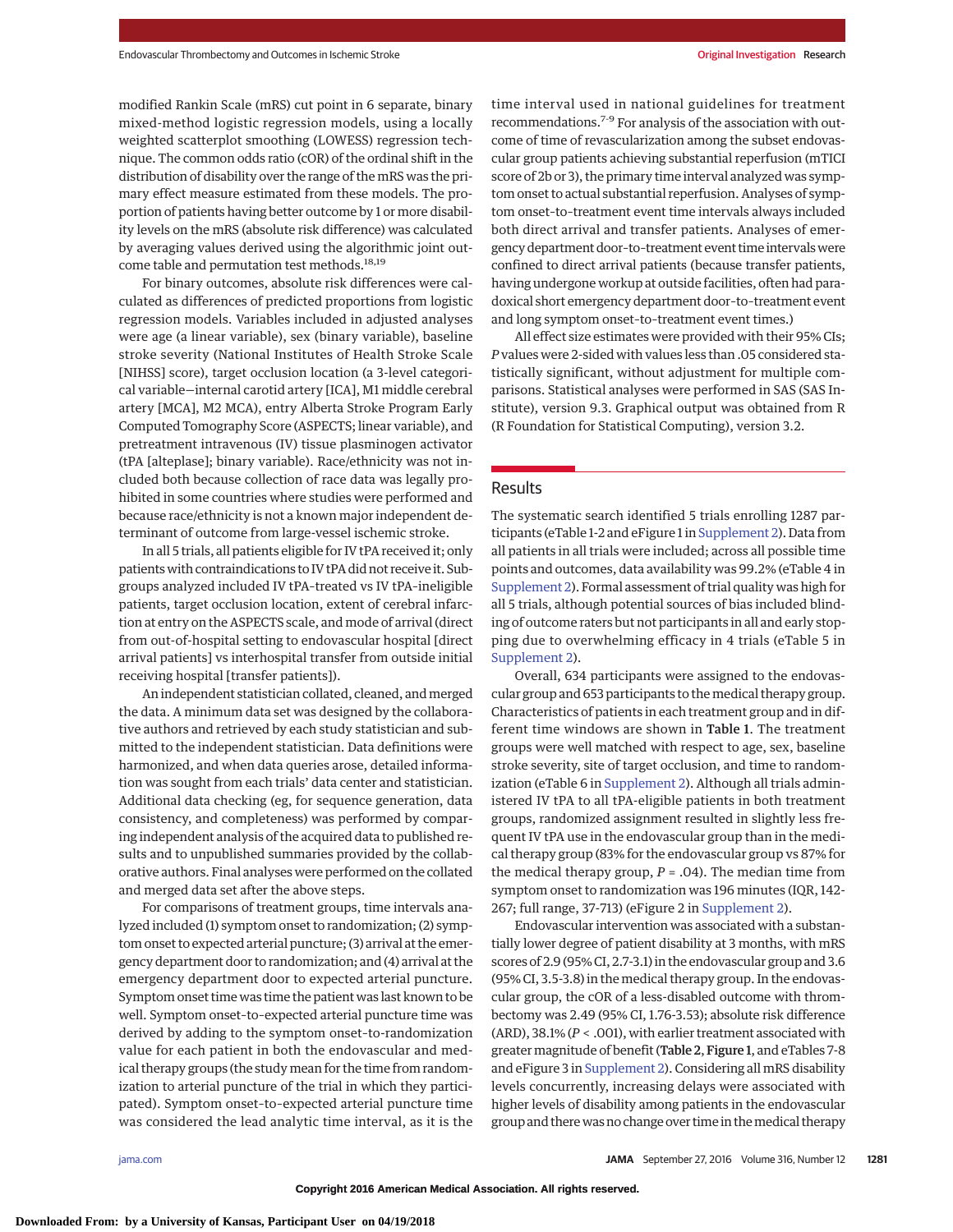modified Rankin Scale (mRS) cut point in 6 separate, binary mixed-method logistic regression models, using a locally weighted scatterplot smoothing (LOWESS) regression technique. The common odds ratio (cOR) of the ordinal shift in the distribution of disability over the range of the mRS was the primary effect measure estimated from these models. The proportion of patients having better outcome by 1 or more disability levels on the mRS (absolute risk difference) was calculated by averaging values derived using the algorithmic joint outcome table and permutation test methods.[18,19]

For binary outcomes, absolute risk differences were calculated as differences of predicted proportions from logistic regression models. Variables included in adjusted analyses were age (a linear variable), sex (binary variable), baseline stroke severity (National Institutes of Health Stroke Scale [NIHSS] score), target occlusion location (a 3-level categorical variable—internal carotid artery [ICA], M1 middle cerebral artery [MCA], M2 MCA), entry Alberta Stroke Program Early Computed Tomography Score (ASPECTS; linear variable), and pretreatment intravenous (IV) tissue plasminogen activator (tPA [alteplase]; binary variable). Race/ethnicity was not included both because collection of race data was legally prohibited in some countries where studies were performed and because race/ethnicity is not a known major independent determinant of outcome from large-vessel ischemic stroke.

In all 5 trials, all patients eligible for IV tPA received it; only patients with contraindications to IV tPA did not receive it. Subgroups analyzed included IV tPA-treated vs IV tPA-ineligible patients, target occlusion location, extent of cerebral infarction at entry on the ASPECTS scale, and mode of arrival (direct from out-of-hospital setting to endovascular hospital [direct arrival patients] vs interhospital transfer from outside initial receiving hospital [transfer patients]).

An independent statistician collated, cleaned, and merged the data. A minimum data set was designed by the collaborative authors and retrieved by each study statistician and submitted to the independent statistician. Data definitions were harmonized, and when data queries arose, detailed information was sought from each trials' data center and statistician. Additional data checking (eg, for sequence generation, data consistency, and completeness) was performed by comparing independent analysis of the acquired data to published results and to unpublished summaries provided by the collaborative authors. Final analyses were performed on the collated and merged data set after the above steps.

For comparisons of treatment groups, time intervals analyzed included (1) symptom onset to randomization; (2) symptom onset to expected arterial puncture; (3) arrival at the emergency department door to randomization; and (4) arrival at the emergency department door to expected arterial puncture. Symptom onset time was time the patient was last known to be well. Symptom onset-to-expected arterial puncture time was derived by adding to the symptom onset-to-randomization value for each patient in both the endovascular and medical therapy groups (the study mean for the time from randomization to arterial puncture of the trial in which they participated). Symptom onset-to-expected arterial puncture time was considered the lead analytic time interval, as it is the time interval used in national guidelines for treatment recommendations.[7-9] For analysis of the association with outcome of time of revascularization among the subset endovascular group patients achieving substantial reperfusion (mTICI score of 2b or 3), the primary time interval analyzed was symptom onset to actual substantial reperfusion. Analyses of symptom onset-to-treatment event time intervals always included both direct arrival and transfer patients. Analyses of emergency department door-to-treatment event time intervals were confined to direct arrival patients (because transfer patients, having undergone workup at outside facilities, often had paradoxical short emergency department door-to-treatment event and long symptom onset-to-treatment event times.)

All effect size estimates were provided with their 95% CIs; *P* values were 2-sided with values less than .05 considered statistically significant, without adjustment for multiple comparisons. Statistical analyses were performed in SAS (SAS Institute), version 9.3. Graphical output was obtained from R (R Foundation for Statistical Computing), version 3.2.

## Results

The systematic search identified 5 trials enrolling 1287 participants (eTable 1-2 and eFigure 1 in Supplement 2). Data from all patients in all trials were included; across all possible time points and outcomes, data availability was 99.2% (eTable 4 in Supplement 2). Formal assessment of trial quality was high for all 5 trials, although potential sources of bias included blinding of outcome raters but not participants in all and early stopping due to overwhelming efficacy in 4 trials (eTable 5 in Supplement 2).

Overall, 634 participants were assigned to the endovascular group and 653 participants to the medical therapy group. Characteristics of patients in each treatment group and in different time windows are shown in **Table 1**. The treatment groups were well matched with respect to age, sex, baseline stroke severity, site of target occlusion, and time to randomization (eTable 6 in Supplement 2). Although all trials administered IV tPA to all tPA-eligible patients in both treatment groups, randomized assignment resulted in slightly less frequent IV tPA use in the endovascular group than in the medical therapy group (83% for the endovascular group vs 87% for the medical therapy group, *P* = .04). The median time from symptom onset to randomization was 196 minutes (IQR, 142-267; full range, 37-713) (eFigure 2 in Supplement 2).

Endovascular intervention was associated with a substantially lower degree of patient disability at 3 months, with mRS scores of 2.9 (95% CI, 2.7-3.1) in the endovascular group and 3.6 (95% CI, 3.5-3.8) in the medical therapy group. In the endovascular group, the cOR of a less-disabled outcome with thrombectomy was 2.49 (95% CI, 1.76-3.53); absolute risk difference (ARD), 38.1% (*P* < .001), with earlier treatment associated with greater magnitude of benefit (**Table 2**, **Figure 1**, and eTables 7-8 and eFigure 3 in Supplement 2). Considering all mRS disability levels concurrently, increasing delays were associated with higher levels of disability among patients in the endovascular group and there was no change over time in the medical therapy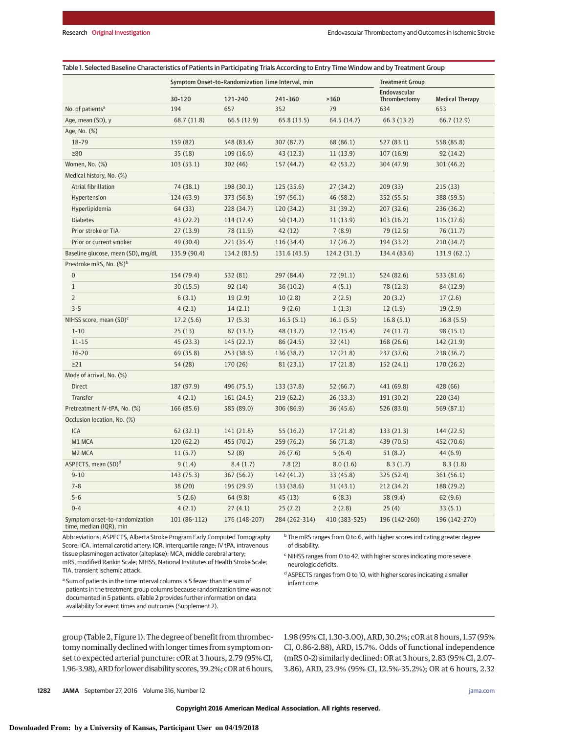Table 1. Selected Baseline Characteristics of Patients in Participating Trials According to Entry Time Window and by Treatment Group

| | Symptom Onset-to-Randomization Time Interval, min | | | | Treatment Group | |
|---|---|---|---|---|---|---|
| | 30-120 | 121-240 | 241-360 | >360 | Endovascular Thrombectomy | Medical Therapy |
| No. of patients[a] | 194 | 657 | 352 | 79 | 634 | 653 |
| Age, mean (SD), y | 68.7 (11.8) | 66.5 (12.9) | 65.8 (13.5) | 64.5 (14.7) | 66.3 (13.2) | 66.7 (12.9) |
| Age, No. (%) | | | | | | |
| 18-79 | 159 (82) | 548 (83.4) | 307 (87.7) | 68 (86.1) | 527 (83.1) | 558 (85.8) |
| ≥80 | 35 (18) | 109 (16.6) | 43 (12.3) | 11 (13.9) | 107 (16.9) | 92 (14.2) |
| Women, No. (%) | 103 (53.1) | 302 (46) | 157 (44.7) | 42 (53.2) | 304 (47.9) | 301 (46.2) |
| Medical history, No. (%) | | | | | | |
| Atrial fibrillation | 74 (38.1) | 198 (30.1) | 125 (35.6) | 27 (34.2) | 209 (33) | 215 (33) |
| Hypertension | 124 (63.9) | 373 (56.8) | 197 (56.1) | 46 (58.2) | 352 (55.5) | 388 (59.5) |
| Hyperlipidemia | 64 (33) | 228 (34.7) | 120 (34.2) | 31 (39.2) | 207 (32.6) | 236 (36.2) |
| Diabetes | 43 (22.2) | 114 (17.4) | 50 (14.2) | 11 (13.9) | 103 (16.2) | 115 (17.6) |
| Prior stroke or TIA | 27 (13.9) | 78 (11.9) | 42 (12) | 7 (8.9) | 79 (12.5) | 76 (11.7) |
| Prior or current smoker | 49 (30.4) | 221 (35.4) | 116 (34.4) | 17 (26.2) | 194 (33.2) | 210 (34.7) |
| Baseline glucose, mean (SD), mg/dL | 135.9 (90.4) | 134.2 (83.5) | 131.6 (43.5) | 124.2 (31.3) | 134.4 (83.6) | 131.9 (62.1) |
| Prestroke mRS, No. (%)[b] | | | | | | |
| 0 | 154 (79.4) | 532 (81) | 297 (84.4) | 72 (91.1) | 524 (82.6) | 533 (81.6) |
| 1 | 30 (15.5) | 92 (14) | 36 (10.2) | 4 (5.1) | 78 (12.3) | 84 (12.9) |
| 2 | 6 (3.1) | 19 (2.9) | 10 (2.8) | 2 (2.5) | 20 (3.2) | 17 (2.6) |
| 3-5 | 4 (2.1) | 14 (2.1) | 9 (2.6) | 1 (1.3) | 12 (1.9) | 19 (2.9) |
| NIHSS score, mean (SD)[c] | 17.2 (5.6) | 17 (5.3) | 16.5 (5.1) | 16.1 (5.5) | 16.8 (5.1) | 16.8 (5.5) |
| 1-10 | 25 (13) | 87 (13.3) | 48 (13.7) | 12 (15.4) | 74 (11.7) | 98 (15.1) |
| 11-15 | 45 (23.3) | 145 (22.1) | 86 (24.5) | 32 (41) | 168 (26.6) | 142 (21.9) |
| 16-20 | 69 (35.8) | 253 (38.6) | 136 (38.7) | 17 (21.8) | 237 (37.6) | 238 (36.7) |
| ≥21 | 54 (28) | 170 (26) | 81 (23.1) | 17 (21.8) | 152 (24.1) | 170 (26.2) |
| Mode of arrival, No. (%) | | | | | | |
| Direct | 187 (97.9) | 496 (75.5) | 133 (37.8) | 52 (66.7) | 441 (69.8) | 428 (66) |
| Transfer | 4 (2.1) | 161 (24.5) | 219 (62.2) | 26 (33.3) | 191 (30.2) | 220 (34) |
| Pretreatment IV-tPA, No. (%) | 166 (85.6) | 585 (89.0) | 306 (86.9) | 36 (45.6) | 526 (83.0) | 569 (87.1) |
| Occlusion location, No. (%) | | | | | | |
| ICA | 62 (32.1) | 141 (21.8) | 55 (16.2) | 17 (21.8) | 133 (21.3) | 144 (22.5) |
| M1 MCA | 120 (62.2) | 455 (70.2) | 259 (76.2) | 56 (71.8) | 439 (70.5) | 452 (70.6) |
| M2 MCA | 11 (5.7) | 52 (8) | 26 (7.6) | 5 (6.4) | 51 (8.2) | 44 (6.9) |
| ASPECTS, mean (SD)[d] | 9 (1.4) | 8.4 (1.7) | 7.8 (2) | 8.0 (1.6) | 8.3 (1.7) | 8.3 (1.8) |
| 9-10 | 143 (75.3) | 367 (56.2) | 142 (41.2) | 33 (45.8) | 325 (52.4) | 361 (56.1) |
| 7-8 | 38 (20) | 195 (29.9) | 133 (38.6) | 31 (43.1) | 212 (34.2) | 188 (29.2) |
| 5-6 | 5 (2.6) | 64 (9.8) | 45 (13) | 6 (8.3) | 58 (9.4) | 62 (9.6) |
| 0-4 | 4 (2.1) | 27 (4.1) | 25 (7.2) | 2 (2.8) | 25 (4) | 33 (5.1) |
| Symptom onset-to-randomization time, median (IQR), min | 101 (86-112) | 176 (148-207) | 284 (262-314) | 410 (383-525) | 196 (142-260) | 196 (142-270) |

Abbreviations: ASPECTS, Alberta Stroke Program Early Computed Tomography Score; ICA, internal carotid artery; IQR, interquartile range; IV tPA, intravenous tissue plasminogen activator (alteplase); MCA, middle cerebral artery; mRS, modified Rankin Scale; NIHSS, National Institutes of Health Stroke Scale; TIA, transient ischemic attack.

[a] Sum of patients in the time interval columns is 5 fewer than the sum of patients in the treatment group columns because randomization time was not documented in 5 patients. eTable 2 provides further information on data availability for event times and outcomes (Supplement 2).

[b] The mRS ranges from 0 to 6, with higher scores indicating greater degree of disability.

[c] NIHSS ranges from 0 to 42, with higher scores indicating more severe neurologic deficits.

[d] ASPECTS ranges from 0 to 10, with higher scores indicating a smaller infarct core.

group (Table 2, Figure 1). The degree of benefit from thrombectomy nominally declined with longer times from symptom onset to expected arterial puncture: cOR at 3 hours, 2.79 (95% CI, 1.96-3.98), ARD for lower disability scores, 39.2%; cOR at 6 hours, 1.98 (95% CI, 1.30-3.00), ARD, 30.2%; cOR at 8 hours, 1.57 (95% CI, 0.86-2.88), ARD, 15.7%. Odds of functional independence (mRS 0-2) similarly declined: OR at 3 hours, 2.83 (95% CI, 2.07-3.86), ARD, 23.9% (95% CI, 12.5%-35.2%); OR at 6 hours, 2.32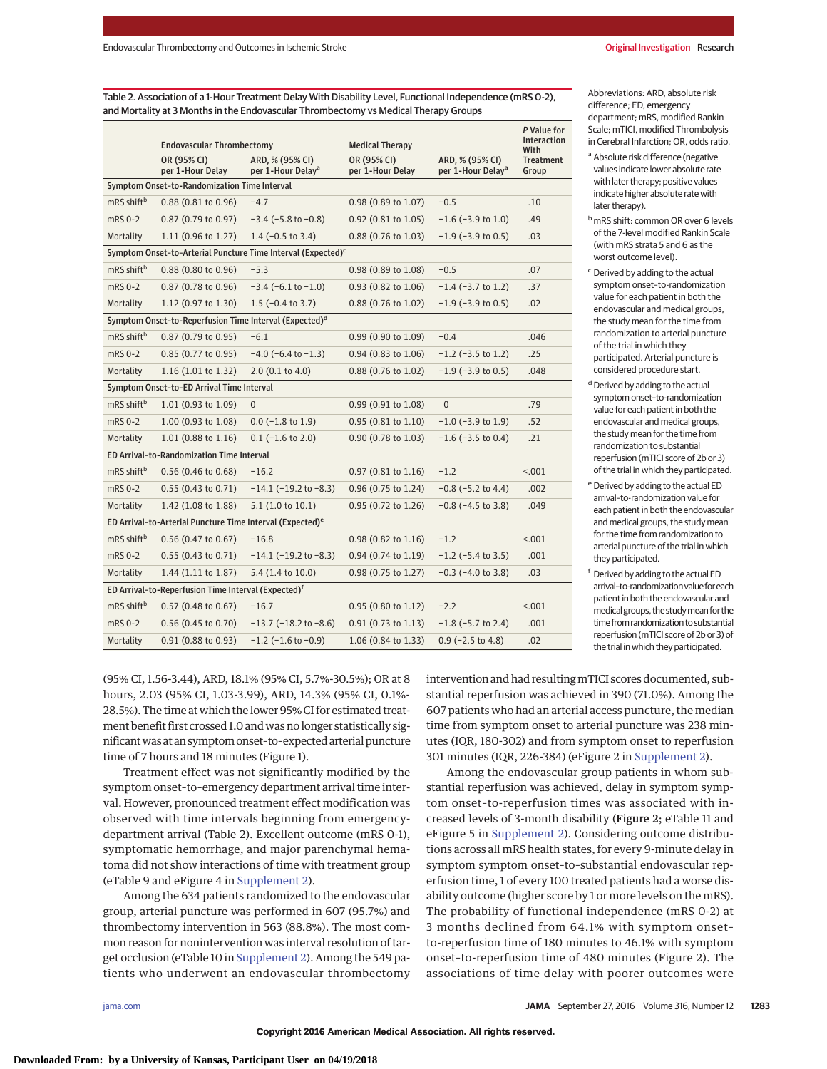Table 2. Association of a 1-Hour Treatment Delay With Disability Level, Functional Independence (mRS 0-2), and Mortality at 3 Months in the Endovascular Thrombectomy vs Medical Therapy Groups

| | Endovascular Thrombectomy | | Medical Therapy | | P Value for Interaction With Treatment Group |
|---|---|---|---|---|---|
| | OR (95% CI) per 1-Hour Delay | ARD, % (95% CI) per 1-Hour Delay[a] | OR (95% CI) per 1-Hour Delay | ARD, % (95% CI) per 1-Hour Delay[a] | |
| **Symptom Onset-to-Randomization Time Interval** | | | | | |
| mRS shift[b] | 0.88 (0.81 to 0.96) | −4.7 | 0.98 (0.89 to 1.07) | −0.5 | .10 |
| mRS 0-2 | 0.87 (0.79 to 0.97) | −3.4 (−5.8 to −0.8) | 0.92 (0.81 to 1.05) | −1.6 (−3.9 to 1.0) | .49 |
| Mortality | 1.11 (0.96 to 1.27) | 1.4 (−0.5 to 3.4) | 0.88 (0.76 to 1.03) | −1.9 (−3.9 to 0.5) | .03 |
| **Symptom Onset-to-Arterial Puncture Time Interval (Expected)[c]** | | | | | |
| mRS shift[b] | 0.88 (0.80 to 0.96) | −5.3 | 0.98 (0.89 to 1.08) | −0.5 | .07 |
| mRS 0-2 | 0.87 (0.78 to 0.96) | −3.4 (−6.1 to −1.0) | 0.93 (0.82 to 1.06) | −1.4 (−3.7 to 1.2) | .37 |
| Mortality | 1.12 (0.97 to 1.30) | 1.5 (−0.4 to 3.7) | 0.88 (0.76 to 1.02) | −1.9 (−3.9 to 0.5) | .02 |
| **Symptom Onset-to-Reperfusion Time Interval (Expected)[d]** | | | | | |
| mRS shift[b] | 0.87 (0.79 to 0.95) | −6.1 | 0.99 (0.90 to 1.09) | −0.4 | .046 |
| mRS 0-2 | 0.85 (0.77 to 0.95) | −4.0 (−6.4 to −1.3) | 0.94 (0.83 to 1.06) | −1.2 (−3.5 to 1.2) | .25 |
| Mortality | 1.16 (1.01 to 1.32) | 2.0 (0.1 to 4.0) | 0.88 (0.76 to 1.02) | −1.9 (−3.9 to 0.5) | .048 |
| **Symptom Onset-to-ED Arrival Time Interval** | | | | | |
| mRS shift[b] | 1.01 (0.93 to 1.09) | 0 | 0.99 (0.91 to 1.08) | 0 | .79 |
| mRS 0-2 | 1.00 (0.93 to 1.08) | 0.0 (−1.8 to 1.9) | 0.95 (0.81 to 1.10) | −1.0 (−3.9 to 1.9) | .52 |
| Mortality | 1.01 (0.88 to 1.16) | 0.1 (−1.6 to 2.0) | 0.90 (0.78 to 1.03) | −1.6 (−3.5 to 0.4) | .21 |
| **ED Arrival-to-Randomization Time Interval** | | | | | |
| mRS shift[b] | 0.56 (0.46 to 0.68) | −16.2 | 0.97 (0.81 to 1.16) | −1.2 | <.001 |
| mRS 0-2 | 0.55 (0.43 to 0.71) | −14.1 (−19.2 to −8.3) | 0.96 (0.75 to 1.24) | −0.8 (−5.2 to 4.4) | .002 |
| Mortality | 1.42 (1.08 to 1.88) | 5.1 (1.0 to 10.1) | 0.95 (0.72 to 1.26) | −0.8 (−4.5 to 3.8) | .049 |
| **ED Arrival-to-Arterial Puncture Time Interval (Expected)[e]** | | | | | |
| mRS shift[b] | 0.56 (0.47 to 0.67) | −16.8 | 0.98 (0.82 to 1.16) | −1.2 | <.001 |
| mRS 0-2 | 0.55 (0.43 to 0.71) | −14.1 (−19.2 to −8.3) | 0.94 (0.74 to 1.19) | −1.2 (−5.4 to 3.5) | .001 |
| Mortality | 1.44 (1.11 to 1.87) | 5.4 (1.4 to 10.0) | 0.98 (0.75 to 1.27) | −0.3 (−4.0 to 3.8) | .03 |
| **ED Arrival-to-Reperfusion Time Interval (Expected)[f]** | | | | | |
| mRS shift[b] | 0.57 (0.48 to 0.67) | −16.7 | 0.95 (0.80 to 1.12) | −2.2 | <.001 |
| mRS 0-2 | 0.56 (0.45 to 0.70) | −13.7 (−18.2 to −8.6) | 0.91 (0.73 to 1.13) | −1.8 (−5.7 to 2.4) | .001 |
| Mortality | 0.91 (0.88 to 0.93) | −1.2 (−1.6 to −0.9) | 1.06 (0.84 to 1.33) | 0.9 (−2.5 to 4.8) | .02 |

Abbreviations: ARD, absolute risk difference; ED, emergency department; mRS, modified Rankin Scale; mTICI, modified Thrombolysis in Cerebral Infarction; OR, odds ratio.

[a] Absolute risk difference (negative values indicate lower absolute rate with later therapy; positive values indicate higher absolute rate with later therapy).

[b] mRS shift: common OR over 6 levels of the 7-level modified Rankin Scale (with mRS strata 5 and 6 as the worst outcome level).

[c] Derived by adding to the actual symptom onset-to-randomization value for each patient in both the endovascular and medical groups, the study mean for the time from randomization to arterial puncture of the trial in which they participated. Arterial puncture is considered procedure start.

[d] Derived by adding to the actual symptom onset-to-randomization value for each patient in both the endovascular and medical groups, the study mean for the time from randomization to substantial reperfusion (mTICI score of 2b or 3) of the trial in which they participated.

[e] Derived by adding to the actual ED arrival-to-randomization value for each patient in both the endovascular and medical groups, the study mean for the time from randomization to arterial puncture of the trial in which they participated.

[f] Derived by adding to the actual ED arrival-to-randomization value for each patient in both the endovascular and medical groups, the study mean for the time from randomization to substantial reperfusion (mTICI score of 2b or 3) of the trial in which they participated.

(95% CI, 1.56-3.44), ARD, 18.1% (95% CI, 5.7%-30.5%); OR at 8 hours, 2.03 (95% CI, 1.03-3.99), ARD, 14.3% (95% CI, 0.1%-28.5%). The time at which the lower 95% CI for estimated treatment benefit first crossed 1.0 and was no longer statistically significant was at an symptom onset-to-expected arterial puncture time of 7 hours and 18 minutes (Figure 1).

Treatment effect was not significantly modified by the symptom onset-to-emergency department arrival time interval. However, pronounced treatment effect modification was observed with time intervals beginning from emergency-department arrival (Table 2). Excellent outcome (mRS 0-1), symptomatic hemorrhage, and major parenchymal hematoma did not show interactions of time with treatment group (eTable 9 and eFigure 4 in Supplement 2).

Among the 634 patients randomized to the endovascular group, arterial puncture was performed in 607 (95.7%) and thrombectomy intervention in 563 (88.8%). The most common reason for nonintervention was interval resolution of target occlusion (eTable 10 in Supplement 2). Among the 549 patients who underwent an endovascular thrombectomy intervention and had resulting mTICI scores documented, substantial reperfusion was achieved in 390 (71.0%). Among the 607 patients who had an arterial access puncture, the median time from symptom onset to arterial puncture was 238 minutes (IQR, 180-302) and from symptom onset to reperfusion 301 minutes (IQR, 226-384) (eFigure 2 in Supplement 2).

Among the endovascular group patients in whom substantial reperfusion was achieved, delay in symptom symptom onset-to-reperfusion times was associated with increased levels of 3-month disability (**Figure 2**; eTable 11 and eFigure 5 in Supplement 2). Considering outcome distributions across all mRS health states, for every 9-minute delay in symptom symptom onset-to-substantial endovascular reperfusion time, 1 of every 100 treated patients had a worse disability outcome (higher score by 1 or more levels on the mRS). The probability of functional independence (mRS 0-2) at 3 months declined from 64.1% with symptom onset-to-reperfusion time of 180 minutes to 46.1% with symptom onset-to-reperfusion time of 480 minutes (Figure 2). The associations of time delay with poorer outcomes were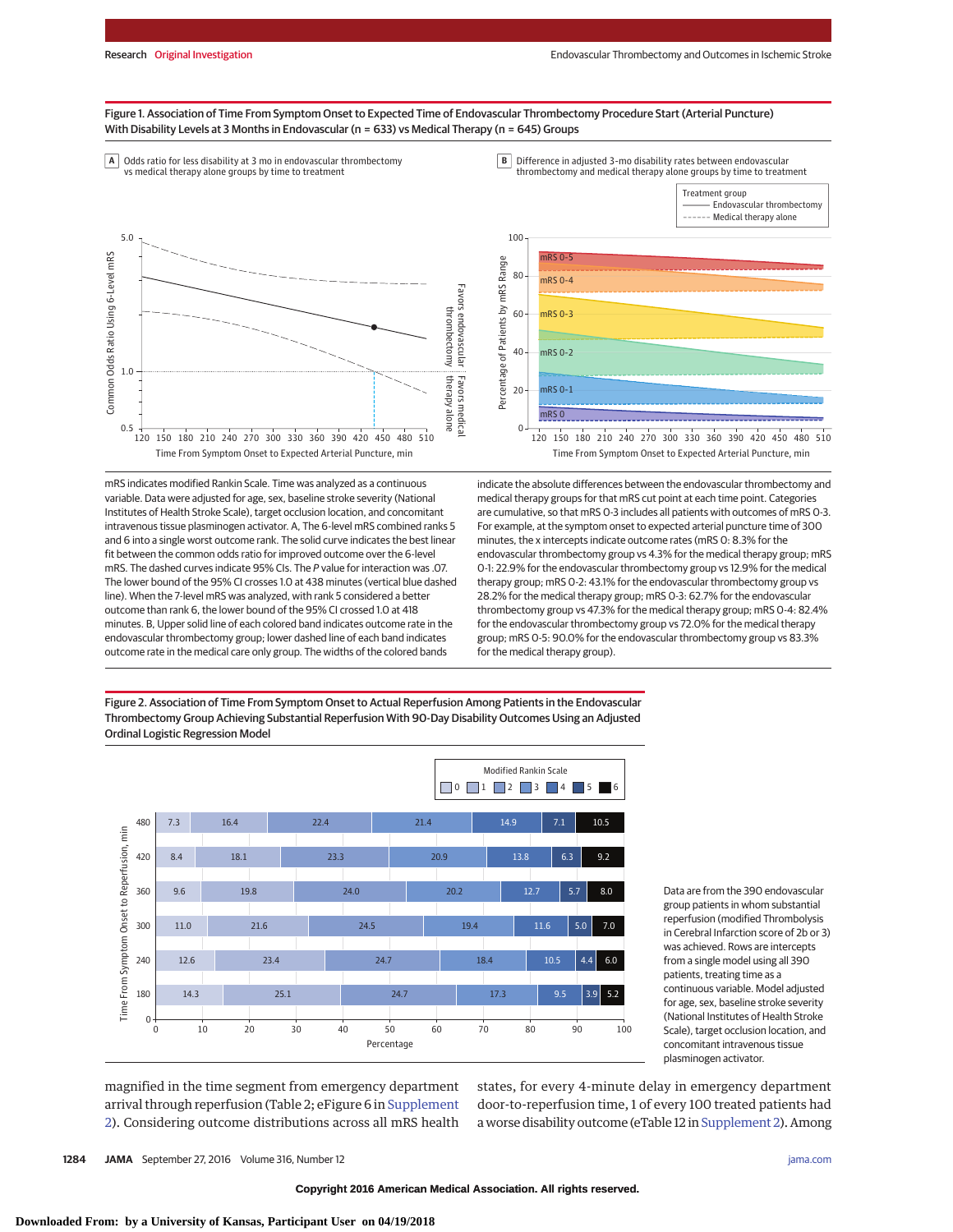**Figure 1. Association of Time From Symptom Onset to Expected Time of Endovascular Thrombectomy Procedure Start (Arterial Puncture) With Disability Levels at 3 Months in Endovascular (n = 633) vs Medical Therapy (n = 645) Groups**

A Odds ratio for less disability at 3 mo in endovascular thrombectomy vs medical therapy alone groups by time to treatment

B Difference in adjusted 3-mo disability rates between endovascular thrombectomy and medical therapy alone groups by time to treatment

mRS indicates modified Rankin Scale. Time was analyzed as a continuous variable. Data were adjusted for age, sex, baseline stroke severity (National Institutes of Health Stroke Scale), target occlusion location, and concomitant intravenous tissue plasminogen activator. A, The 6-level mRS combined ranks 5 and 6 into a single worst outcome rank. The solid curve indicates the best linear fit between the common odds ratio for improved outcome over the 6-level mRS. The dashed curves indicate 95% CIs. The *P* value for interaction was .07. The lower bound of the 95% CI crosses 1.0 at 438 minutes (vertical blue dashed line). When the 7-level mRS was analyzed, with rank 5 considered a better outcome than rank 6, the lower bound of the 95% CI crossed 1.0 at 418 minutes. B, Upper solid line of each colored band indicates outcome rate in the endovascular thrombectomy group; lower dashed line of each band indicates outcome rate in the medical care only group. The widths of the colored bands indicate the absolute differences between the endovascular thrombectomy and medical therapy groups for that mRS cut point at each time point. Categories are cumulative, so that mRS 0-3 includes all patients with outcomes of mRS 0-3. For example, at the symptom onset to expected arterial puncture time of 300 minutes, the x intercepts indicate outcome rates (mRS 0: 8.3% for the endovascular thrombectomy group vs 4.3% for the medical therapy group; mRS 0-1: 22.9% for the endovascular thrombectomy group vs 12.9% for the medical therapy group; mRS 0-2: 43.1% for the endovascular thrombectomy group vs 28.2% for the medical therapy group; mRS 0-3: 62.7% for the endovascular thrombectomy group vs 47.3% for the medical therapy group; mRS 0-4: 82.4% for the endovascular thrombectomy group vs 72.0% for the medical therapy group; mRS 0-5: 90.0% for the endovascular thrombectomy group vs 83.3% for the medical therapy group).

**Figure 2. Association of Time From Symptom Onset to Actual Reperfusion Among Patients in the Endovascular Thrombectomy Group Achieving Substantial Reperfusion With 90-Day Disability Outcomes Using an Adjusted Ordinal Logistic Regression Model**

| Time From Symptom Onset to Reperfusion, min | mRS 0 | mRS 1 | mRS 2 | mRS 3 | mRS 4 | mRS 5 | mRS 6 |
|---|---|---|---|---|---|---|---|
| 480 | 7.3 | 16.4 | 22.4 | 21.4 | 14.9 | 7.1 | 10.5 |
| 420 | 8.4 | 18.1 | 23.3 | 20.9 | 13.8 | 6.3 | 9.2 |
| 360 | 9.6 | 19.8 | 24.0 | 20.2 | 12.7 | 5.7 | 8.0 |
| 300 | 11.0 | 21.6 | 24.5 | 19.4 | 11.6 | 5.0 | 7.0 |
| 240 | 12.6 | 23.4 | 24.7 | 18.4 | 10.5 | 4.4 | 6.0 |
| 180 | 14.3 | 25.1 | 24.7 | 17.3 | 9.5 | 3.9 | 5.2 |

Data are from the 390 endovascular group patients in whom substantial reperfusion (modified Thrombolysis in Cerebral Infarction score of 2b or 3) was achieved. Rows are intercepts from a single model using all 390 patients, treating time as a continuous variable. Model adjusted for age, sex, baseline stroke severity (National Institutes of Health Stroke Scale), target occlusion location, and concomitant intravenous tissue plasminogen activator.

magnified in the time segment from emergency department arrival through reperfusion (Table 2; eFigure 6 in Supplement 2). Considering outcome distributions across all mRS health states, for every 4-minute delay in emergency department door-to-reperfusion time, 1 of every 100 treated patients had a worse disability outcome (eTable 12 in Supplement 2). Among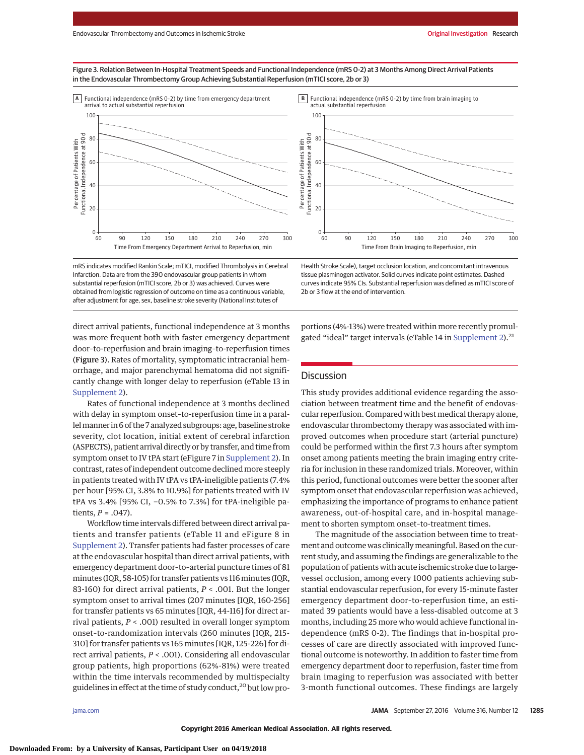Figure 3. Relation Between In-Hospital Treatment Speeds and Functional Independence (mRS 0-2) at 3 Months Among Direct Arrival Patients in the Endovascular Thrombectomy Group Achieving Substantial Reperfusion (mTICI score, 2b or 3)

A Functional independence (mRS 0-2) by time from emergency department arrival to actual substantial reperfusion

B Functional independence (mRS 0-2) by time from brain imaging to actual substantial reperfusion

mRS indicates modified Rankin Scale; mTICI, modified Thrombolysis in Cerebral Infarction. Data are from the 390 endovascular group patients in whom substantial reperfusion (mTICI score, 2b or 3) was achieved. Curves were obtained from logistic regression of outcome on time as a continuous variable, after adjustment for age, sex, baseline stroke severity (National Institutes of Health Stroke Scale), target occlusion location, and concomitant intravenous tissue plasminogen activator. Solid curves indicate point estimates. Dashed curves indicate 95% CIs. Substantial reperfusion was defined as mTICI score of 2b or 3 flow at the end of intervention.

direct arrival patients, functional independence at 3 months was more frequent both with faster emergency department door-to-reperfusion and brain imaging-to-reperfusion times (**Figure 3**). Rates of mortality, symptomatic intracranial hemorrhage, and major parenchymal hematoma did not significantly change with longer delay to reperfusion (eTable 13 in Supplement 2).

Rates of functional independence at 3 months declined with delay in symptom onset-to-reperfusion time in a parallel manner in 6 of the 7 analyzed subgroups: age, baseline stroke severity, clot location, initial extent of cerebral infarction (ASPECTS), patient arrival directly or by transfer, and time from symptom onset to IV tPA start (eFigure 7 in Supplement 2). In contrast, rates of independent outcome declined more steeply in patients treated with IV tPA vs tPA-ineligible patients (7.4% per hour [95% CI, 3.8% to 10.9%] for patients treated with IV tPA vs 3.4% [95% CI, −0.5% to 7.3%] for tPA-ineligible patients, $P = .047$).

Workflow time intervals differed between direct arrival patients and transfer patients (eTable 11 and eFigure 8 in Supplement 2). Transfer patients had faster processes of care at the endovascular hospital than direct arrival patients, with emergency department door-to-arterial puncture times of 81 minutes (IQR, 58-105) for transfer patients vs 116 minutes (IQR, 83-160) for direct arrival patients, $P < .001$. But the longer symptom onset to arrival times (207 minutes [IQR, 160-256] for transfer patients vs 65 minutes [IQR, 44-116] for direct arrival patients, $P < .001$) resulted in overall longer symptom onset-to-randomization intervals (260 minutes [IQR, 215-310] for transfer patients vs 165 minutes [IQR, 125-226] for direct arrival patients, $P < .001$). Considering all endovascular group patients, high proportions (62%-81%) were treated within the time intervals recommended by multispecialty guidelines in effect at the time of study conduct,[20] but low proportions (4%-13%) were treated within more recently promulgated "ideal" target intervals (eTable 14 in Supplement 2).[21]

## Discussion

This study provides additional evidence regarding the association between treatment time and the benefit of endovascular reperfusion. Compared with best medical therapy alone, endovascular thrombectomy therapy was associated with improved outcomes when procedure start (arterial puncture) could be performed within the first 7.3 hours after symptom onset among patients meeting the brain imaging entry criteria for inclusion in these randomized trials. Moreover, within this period, functional outcomes were better the sooner after symptom onset that endovascular reperfusion was achieved, emphasizing the importance of programs to enhance patient awareness, out-of-hospital care, and in-hospital management to shorten symptom onset-to-treatment times.

The magnitude of the association between time to treatment and outcome was clinically meaningful. Based on the current study, and assuming the findings are generalizable to the population of patients with acute ischemic stroke due to large-vessel occlusion, among every 1000 patients achieving substantial endovascular reperfusion, for every 15-minute faster emergency department door-to-reperfusion time, an estimated 39 patients would have a less-disabled outcome at 3 months, including 25 more who would achieve functional independence (mRS 0-2). The findings that in-hospital processes of care are directly associated with improved functional outcome is noteworthy. In addition to faster time from emergency department door to reperfusion, faster time from brain imaging to reperfusion was associated with better 3-month functional outcomes. These findings are largely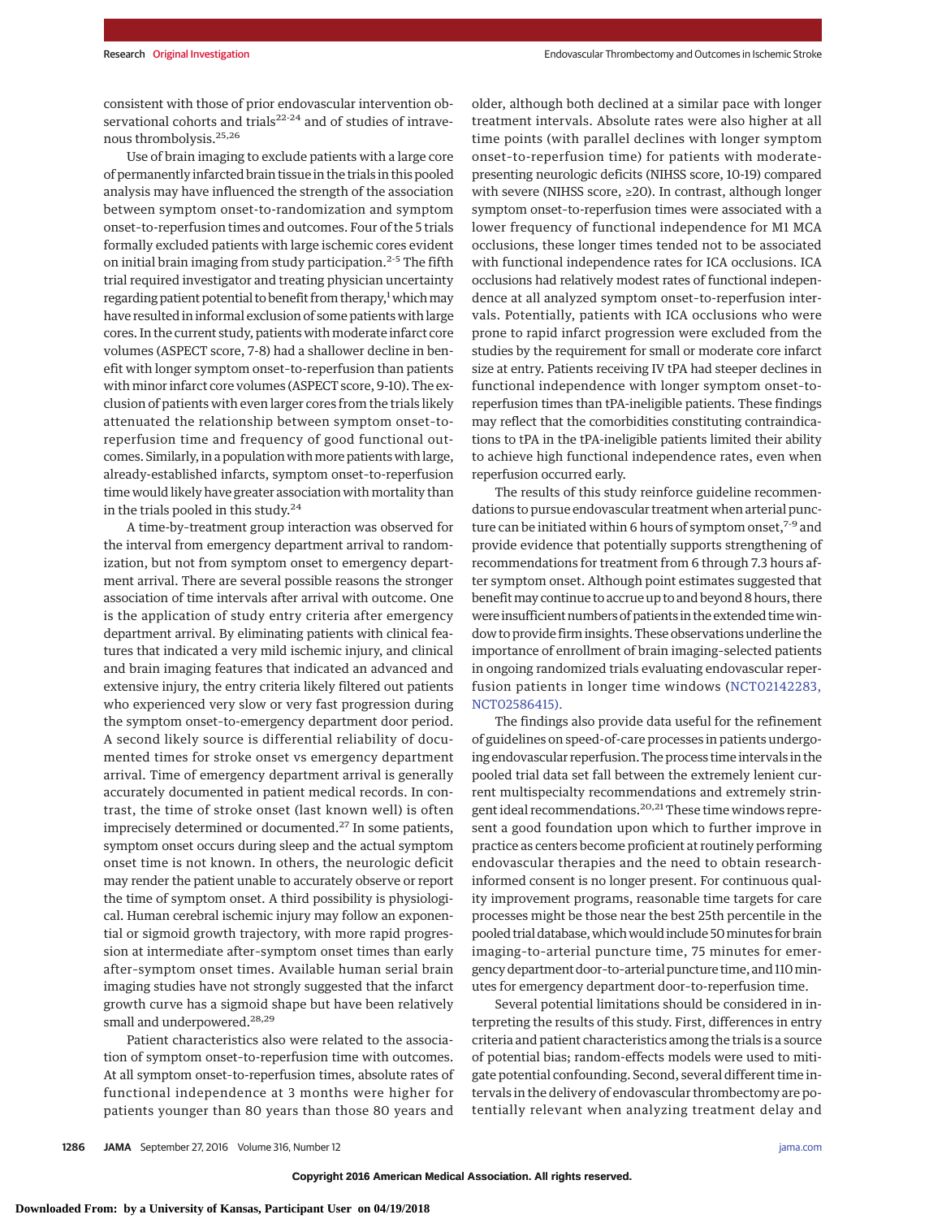consistent with those of prior endovascular intervention observational cohorts and trials[22-24] and of studies of intravenous thrombolysis.[25,26]

Use of brain imaging to exclude patients with a large core of permanently infarcted brain tissue in the trials in this pooled analysis may have influenced the strength of the association between symptom onset-to-randomization and symptom onset-to-reperfusion times and outcomes. Four of the 5 trials formally excluded patients with large ischemic cores evident on initial brain imaging from study participation.[2-5] The fifth trial required investigator and treating physician uncertainty regarding patient potential to benefit from therapy,[1] which may have resulted in informal exclusion of some patients with large cores. In the current study, patients with moderate infarct core volumes (ASPECT score, 7-8) had a shallower decline in benefit with longer symptom onset-to-reperfusion times than patients with minor infarct core volumes (ASPECT score, 9-10). The exclusion of patients with even larger cores from the trials likely attenuated the relationship between symptom onset-to-reperfusion time and frequency of good functional outcomes. Similarly, in a population with more patients with large, already-established infarcts, symptom onset-to-reperfusion time would likely have greater association with mortality than in the trials pooled in this study.[24]

A time-by-treatment group interaction was observed for the interval from emergency department arrival to randomization, but not from symptom onset to emergency department arrival. There are several possible reasons the stronger association of time intervals after arrival with outcome. One is the application of study entry criteria after emergency department arrival. By eliminating patients with clinical features that indicated a very mild ischemic injury, and clinical and brain imaging features that indicated an advanced and extensive injury, the entry criteria likely filtered out patients who experienced very slow or very fast progression during the symptom onset-to-emergency department door period. A second likely source is differential reliability of documented times for stroke onset vs emergency department arrival. Time of emergency department arrival is generally accurately documented in patient medical records. In contrast, the time of stroke onset (last known well) is often imprecisely determined or documented.[27] In some patients, symptom onset occurs during sleep and the actual symptom onset time is not known. In others, the neurologic deficit may render the patient unable to accurately observe or report the time of symptom onset. A third possibility is physiological. Human cerebral ischemic injury may follow an exponential or sigmoid growth trajectory, with more rapid progression at intermediate after-symptom onset times than early after-symptom onset times. Available human serial brain imaging studies have not strongly suggested that the infarct growth curve has a sigmoid shape but have been relatively small and underpowered.[28,29]

Patient characteristics also were related to the association of symptom onset-to-reperfusion time with outcomes. At all symptom onset-to-reperfusion times, absolute rates of functional independence at 3 months were higher for patients younger than 80 years than those 80 years and older, although both declined at a similar pace with longer treatment intervals. Absolute rates were also higher at all time points (with parallel declines with longer symptom onset-to-reperfusion time) for patients with moderate-presenting neurologic deficits (NIHSS score, 10-19) compared with severe (NIHSS score, ≥20). In contrast, although longer symptom onset-to-reperfusion times were associated with a lower frequency of functional independence for M1 MCA occlusions, these longer times tended not to be associated with functional independence rates for ICA occlusions. ICA occlusions had relatively modest rates of functional independence at all analyzed symptom onset-to-reperfusion intervals. Potentially, patients with ICA occlusions who were prone to rapid infarct progression were excluded from the studies by the requirement for small or moderate core infarct size at entry. Patients receiving IV tPA had steeper declines in functional independence with longer symptom onset-to-reperfusion times than tPA-ineligible patients. These findings may reflect that the comorbidities constituting contraindications to tPA in the tPA-ineligible patients limited their ability to achieve high functional independence rates, even when reperfusion occurred early.

The results of this study reinforce guideline recommendations to pursue endovascular treatment when arterial puncture can be initiated within 6 hours of symptom onset,[7-9] and provide evidence that potentially supports strengthening of recommendations for treatment from 6 through 7.3 hours after symptom onset. Although point estimates suggested that benefit may continue to accrue up to and beyond 8 hours, there were insufficient numbers of patients in the extended time window to provide firm insights. These observations underline the importance of enrollment of brain imaging–selected patients in ongoing randomized trials evaluating endovascular reperfusion patients in longer time windows (NCT02142283, NCT02586415).

The findings also provide data useful for the refinement of guidelines on speed-of-care processes in patients undergoing endovascular reperfusion. The process time intervals in the pooled trial data set fall between the extremely lenient current multispecialty recommendations and extremely stringent ideal recommendations.[20,21] These time windows represent a good foundation upon which to further improve in practice as centers become proficient at routinely performing endovascular therapies and the need to obtain research-informed consent is no longer present. For continuous quality improvement programs, reasonable time targets for care processes might be those near the best 25th percentile in the pooled trial database, which would include 50 minutes for brain imaging-to-arterial puncture time, 75 minutes for emergency department door-to-arterial puncture time, and 110 minutes for emergency department door-to-reperfusion time.

Several potential limitations should be considered in interpreting the results of this study. First, differences in entry criteria and patient characteristics among the trials is a source of potential bias; random-effects models were used to mitigate potential confounding. Second, several different time intervals in the delivery of endovascular thrombectomy are potentially relevant when analyzing treatment delay and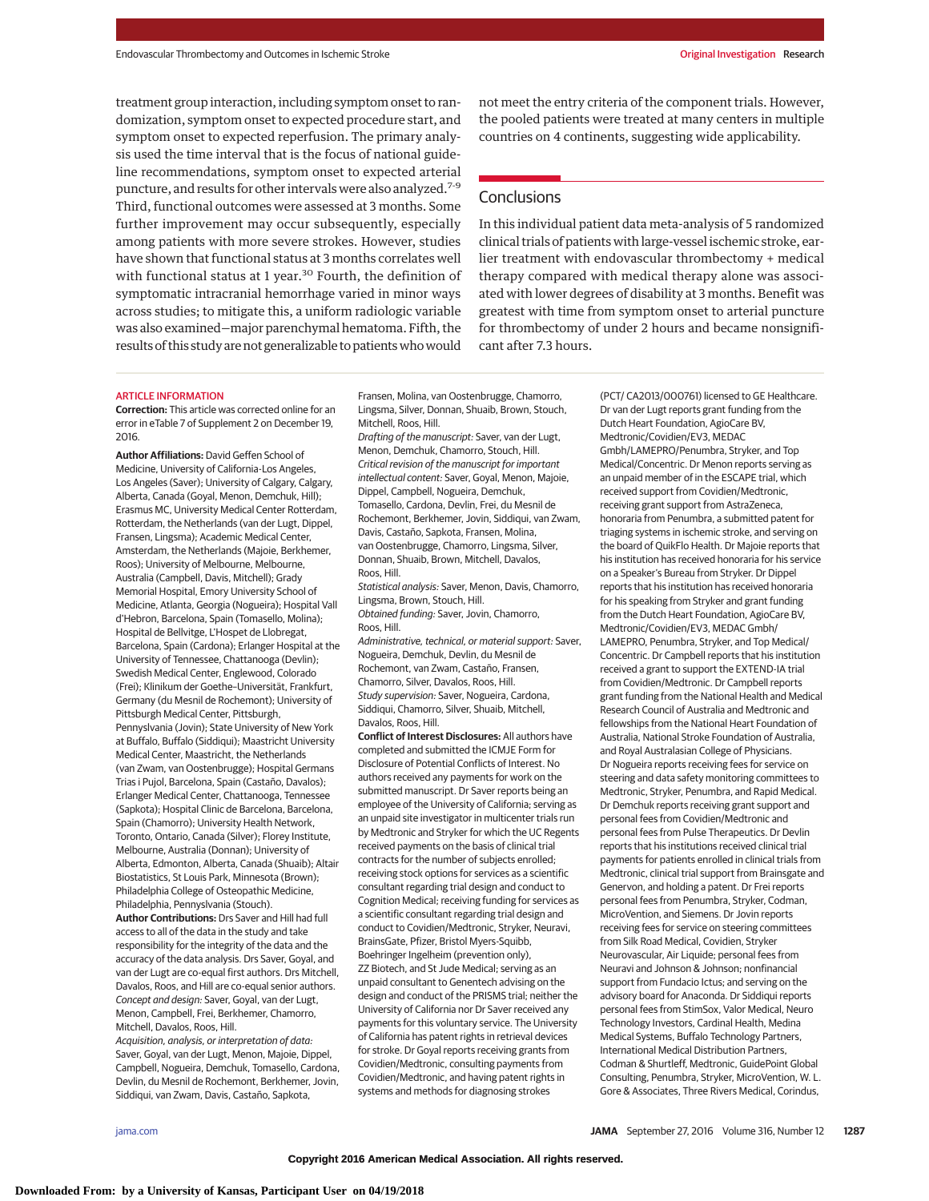treatment group interaction, including symptom onset to randomization, symptom onset to expected procedure start, and symptom onset to expected reperfusion. The primary analysis used the time interval that is the focus of national guideline recommendations, symptom onset to expected arterial puncture, and results for other intervals were also analyzed.[7-9] Third, functional outcomes were assessed at 3 months. Some further improvement may occur subsequently, especially among patients with more severe strokes. However, studies have shown that functional status at 3 months correlates well with functional status at 1 year.[30] Fourth, the definition of symptomatic intracranial hemorrhage varied in minor ways across studies; to mitigate this, a uniform radiologic variable was also examined—major parenchymal hematoma. Fifth, the results of this study are not generalizable to patients who would not meet the entry criteria of the component trials. However, the pooled patients were treated at many centers in multiple countries on 4 continents, suggesting wide applicability.

## Conclusions

In this individual patient data meta-analysis of 5 randomized clinical trials of patients with large-vessel ischemic stroke, earlier treatment with endovascular thrombectomy + medical therapy compared with medical therapy alone was associated with lower degrees of disability at 3 months. Benefit was greatest with time from symptom onset to arterial puncture for thrombectomy of under 2 hours and became nonsignificant after 7.3 hours.

### ARTICLE INFORMATION

**Correction:** This article was corrected online for an error in eTable 7 of Supplement 2 on December 19, 2016.

**Author Affiliations:** David Geffen School of Medicine, University of California-Los Angeles, Los Angeles (Saver); University of Calgary, Calgary, Alberta, Canada (Goyal, Menon, Demchuk, Hill); Erasmus MC, University Medical Center Rotterdam, Rotterdam, the Netherlands (van der Lugt, Dippel, Fransen, Lingsma); Academic Medical Center, Amsterdam, the Netherlands (Majoie, Berkhemer, Roos); University of Melbourne, Melbourne, Australia (Campbell, Davis, Mitchell); Grady Memorial Hospital, Emory University School of Medicine, Atlanta, Georgia (Nogueira); Hospital Vall d'Hebron, Barcelona, Spain (Tomasello, Molina); Hospital de Bellvitge, L'Hospet de Llobregat, Barcelona, Spain (Cardona); Erlanger Hospital at the University of Tennessee, Chattanooga (Devlin); Swedish Medical Center, Englewood, Colorado (Frei); Klinikum der Goethe–Universität, Frankfurt, Germany (du Mesnil de Rochemont); University of Pittsburgh Medical Center, Pittsburgh, Pennsylvania (Jovin); State University of New York at Buffalo, Buffalo (Siddiqui); Maastricht University Medical Center, Maastricht, the Netherlands (van Zwam, van Oostenbrugge); Hospital Germans Trias i Pujol, Barcelona, Spain (Castaño, Davalos); Erlanger Medical Center, Chattanooga, Tennessee (Sapkota); Hospital Clinic de Barcelona, Barcelona, Spain (Chamorro); University Health Network, Toronto, Ontario, Canada (Silver); Florey Institute, Melbourne, Australia (Donnan); University of Alberta, Edmonton, Alberta, Canada (Shuaib); Altair Biostatistics, St Louis Park, Minnesota (Brown); Philadelphia College of Osteopathic Medicine, Philadelphia, Pennsylvania (Stouch).

**Author Contributions:** Drs Saver and Hill had full access to all of the data in the study and take responsibility for the integrity of the data and the accuracy of the data analysis. Drs Saver, Goyal, and van der Lugt are co-equal first authors. Drs Mitchell, Davalos, Roos, and Hill are co-equal senior authors.
*Concept and design:* Saver, Goyal, van der Lugt, Menon, Campbell, Frei, Berkhemer, Chamorro, Mitchell, Davalos, Roos, Hill.
*Acquisition, analysis, or interpretation of data:* Saver, Goyal, van der Lugt, Menon, Majoie, Dippel, Campbell, Nogueira, Demchuk, Tomasello, Cardona, Devlin, du Mesnil de Rochemont, Berkhemer, Jovin, Siddiqui, van Zwam, Davis, Castaño, Sapkota, Fransen, Molina, van Oostenbrugge, Chamorro, Lingsma, Silver, Donnan, Shuaib, Brown, Stouch, Mitchell, Roos, Hill.
*Drafting of the manuscript:* Saver, van der Lugt, Menon, Demchuk, Chamorro, Stouch, Hill.
*Critical revision of the manuscript for important intellectual content:* Saver, Goyal, Menon, Majoie, Dippel, Campbell, Nogueira, Demchuk, Tomasello, Cardona, Devlin, Frei, du Mesnil de Rochemont, Berkhemer, Jovin, Siddiqui, van Zwam, Davis, Castaño, Sapkota, Fransen, Molina, van Oostenbrugge, Chamorro, Lingsma, Silver, Donnan, Shuaib, Brown, Mitchell, Davalos, Roos, Hill.
*Statistical analysis:* Saver, Menon, Davis, Chamorro, Lingsma, Brown, Stouch, Hill.
*Obtained funding:* Saver, Jovin, Chamorro, Roos, Hill.
*Administrative, technical, or material support:* Saver, Nogueira, Demchuk, Devlin, du Mesnil de Rochemont, van Zwam, Castaño, Fransen, Chamorro, Silver, Davalos, Roos, Hill.
*Study supervision:* Saver, Nogueira, Cardona, Siddiqui, Chamorro, Silver, Shuaib, Mitchell, Davalos, Roos, Hill.

**Conflict of Interest Disclosures:** All authors have completed and submitted the ICMJE Form for Disclosure of Potential Conflicts of Interest. No authors received any payments for work on the submitted manuscript. Dr Saver reports being an employee of the University of California; serving as an unpaid site investigator in multicenter trials run by Medtronic and Stryker for which the UC Regents received payments on the basis of clinical trial contracts for the number of subjects enrolled; receiving stock options for services as a scientific consultant regarding trial design and conduct to Cognition Medical; receiving funding for services as a scientific consultant regarding trial design and conduct to Covidien/Medtronic, Stryker, Neuravi, BrainsGate, Pfizer, Bristol Myers-Squibb, Boehringer Ingelheim (prevention only), ZZ Biotech, and St Jude Medical; serving as an unpaid consultant to Genentech advising on the design and conduct of the PRISMS trial; neither the University of California nor Dr Saver received any payments for this voluntary service. The University of California has patent rights in retrieval devices for stroke. Dr Goyal reports receiving grants from Covidien/Medtronic, consulting payments from Covidien/Medtronic, and having patent rights in systems and methods for diagnosing strokes (PCT/ CA2013/000761) licensed to GE Healthcare. Dr van der Lugt reports grant funding from the Dutch Heart Foundation, AgioCare BV, Medtronic/Covidien/EV3, MEDAC Gmbh/LAMEPRO/Penumbra, Stryker, and Top Medical/Concentric. Dr Menon reports serving as an unpaid member of in the ESCAPE trial, which received support from Covidien/Medtronic, receiving grant support from AstraZeneca, honoraria from Penumbra, a submitted patent for triaging systems in ischemic stroke, and serving on the board of QuikFlo Health. Dr Majoie reports that his institution has received honoraria for his service on a Speaker's Bureau from Stryker. Dr Dippel reports that his institution has received honoraria for his speaking from Stryker and grant funding from the Dutch Heart Foundation, AgioCare BV, Medtronic/Covidien/EV3, MEDAC Gmbh/LAMEPRO, Penumbra, Stryker, and Top Medical/Concentric. Dr Campbell reports that his institution received a grant to support the EXTEND-IA trial from Covidien/Medtronic. Dr Campbell reports grant funding from the National Health and Medical Research Council of Australia and Medtronic and fellowships from the National Heart Foundation of Australia, National Stroke Foundation of Australia, and Royal Australasian College of Physicians. Dr Nogueira reports receiving fees for service on steering and data safety monitoring committees to Medtronic, Stryker, Penumbra, and Rapid Medical. Dr Demchuk reports receiving grant support and personal fees from Covidien/Medtronic and personal fees from Pulse Therapeutics. Dr Devlin reports that his institutions received clinical trial payments for patients enrolled in clinical trials from Medtronic, clinical trial support from Brainsgate and Genervon, and holding a patent. Dr Frei reports personal fees from Penumbra, Stryker, Codman, MicroVention, and Siemens. Dr Jovin reports receiving fees for service on steering committees from Silk Road Medical, Covidien, Stryker Neurovascular, Air Liquide; personal fees from Neuravi and Johnson & Johnson; nonfinancial support from Fundacio Ictus; and serving on the advisory board for Anaconda. Dr Siddiqui reports personal fees from StimSox, Valor Medical, Neuro Technology Investors, Cardinal Health, Medina Medical Systems, Buffalo Technology Partners, International Medical Distribution Partners, Codman & Shurtleff, Medtronic, GuidePoint Global Consulting, Penumbra, Stryker, MicroVention, W. L. Gore & Associates, Three Rivers Medical, Corindus,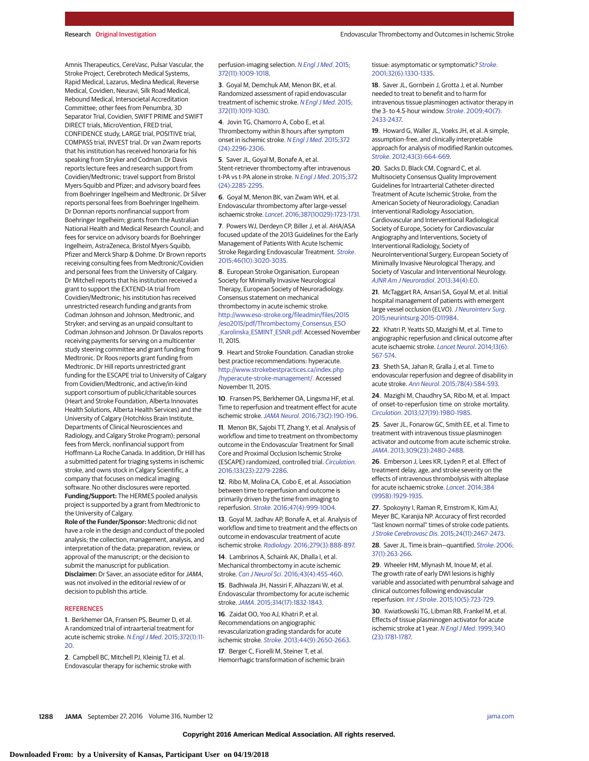Amnis Therapeutics, CereVasc, Pulsar Vascular, the Stroke Project, Cerebrotech Medical Systems, Rapid Medical, Lazarus, Medina Medical, Reverse Medical, Covidien, Neuravi, Silk Road Medical, Rebound Medical, Intersocietal Accreditation Committee; other fees from Penumbra, 3D Separator Trial, Covidien, SWIFT PRIME and SWIFT DIRECT trials, MicroVention, FRED trial, CONFIDENCE study, LARGE trial, POSITIVE trial, COMPASS trial, INVEST trial. Dr van Zwam reports that his institution has received honoraria for his speaking from Stryker and Codman. Dr Davis reports lecture fees and research support from Covidien/Medtronic; travel support from Bristol Myers-Squibb and Pfizer; and advisory board fees from Boehringer Ingelheim and Medtronic. Dr Silver reports personal fees from Boehringer Ingelheim. Dr Donnan reports nonfinancial support from Boehringer Ingelheim; grants from the Australian National Health and Medical Research Council; and fees for service on advisory boards for Boehringer Ingelheim, AstraZeneca, Bristol Myers-Squibb, Pfizer and Merck Sharp & Dohme. Dr Brown reports receiving consulting fees from Medtronic/Covidien and personal fees from the University of Calgary. Dr Mitchell reports that his institution received a grant to support the EXTEND-IA trial from Covidien/Medtronic; his institution has received unrestricted research funding and grants from Codman Johnson and Johnson, Medtronic, and Stryker; and serving as an unpaid consultant to Codman Johnson and Johnson. Dr Davalos reports receiving payments for serving on a multicenter study steering committee and grant funding from Medtronic. Dr Roos reports grant funding from Medtronic. Dr Hill reports unrestricted grant funding for the ESCAPE trial to University of Calgary from Covidien/Medtronic, and active/in-kind support consortium of public/charitable sources (Heart and Stroke Foundation, Alberta Innovates Health Solutions, Alberta Health Services) and the University of Calgary (Hotchkiss Brain Institute, Departments of Clinical Neurosciences and Radiology, and Calgary Stroke Program); personal fees from Merck, nonfinancial support from Hoffmann-La Roche Canada. In addition, Dr Hill has a submitted patent for triaging systems in ischemic stroke, and owns stock in Calgary Scientific, a company that focuses on medical imaging software. No other disclosures were reported.

**Funding/Support:** The HERMES pooled analysis project is supported by a grant from Medtronic to the University of Calgary.

**Role of the Funder/Sponsor:** Medtronic did not have a role in the design and conduct of the pooled analysis; the collection, management, analysis, and interpretation of the data; preparation, review, or approval of the manuscript; or the decision to submit the manuscript for publication.

**Disclaimer:** Dr Saver, an associate editor for *JAMA*, was not involved in the editorial review of or decision to publish this article.

## REFERENCES

1. Berkhemer OA, Fransen PS, Beumer D, et al. A randomized trial of intraarterial treatment for acute ischemic stroke. *N Engl J Med*. 2015;372(1):11-20.

2. Campbell BC, Mitchell PJ, Kleinig TJ, et al. Endovascular therapy for ischemic stroke with perfusion-imaging selection. *N Engl J Med*. 2015;372(11):1009-1018.

3. Goyal M, Demchuk AM, Menon BK, et al. Randomized assessment of rapid endovascular treatment of ischemic stroke. *N Engl J Med*. 2015;372(11):1019-1030.

4. Jovin TG, Chamorro A, Cobo E, et al. Thrombectomy within 8 hours after symptom onset in ischemic stroke. *N Engl J Med*. 2015;372(24):2296-2306.

5. Saver JL, Goyal M, Bonafe A, et al. Stent-retriever thrombectomy after intravenous t-PA vs t-PA alone in stroke. *N Engl J Med*. 2015;372(24):2285-2295.

6. Goyal M, Menon BK, van Zwam WH, et al. Endovascular thrombectomy after large-vessel ischaemic stroke. *Lancet*. 2016;387(10029):1723-1731.

7. Powers WJ, Derdeyn CP, Biller J, et al. AHA/ASA focused update of the 2013 Guidelines for the Early Management of Patients With Acute Ischemic Stroke Regarding Endovascular Treatment. *Stroke*. 2015;46(10):3020-3035.

8. European Stroke Organisation, European Society for Minimally Invasive Neurological Therapy, European Society of Neuroradiology. Consensus statement on mechanical thrombectomy in acute ischemic stroke. http://www.eso-stroke.org/fileadmin/files/2015/eso2015/pdf/Thrombectomy_Consensus_ESO_Karolinska_ESMINT_ESNR.pdf. Accessed November 11, 2015.

9. Heart and Stroke Foundation. Canadian stroke best practice recommendations: hyperacute. http://www.strokebestpractices.ca/index.php/hyperacute-stroke-management/. Accessed November 11, 2015.

10. Fransen PS, Berkhemer OA, Lingsma HF, et al. Time to reperfusion and treatment effect for acute ischemic stroke. *JAMA Neurol*. 2016;73(2):190-196.

11. Menon BK, Sajobi TT, Zhang Y, et al. Analysis of workflow and time to treatment on thrombectomy outcome in the Endovascular Treatment for Small Core and Proximal Occlusion Ischemic Stroke (ESCAPE) randomized, controlled trial. *Circulation*. 2016;133(23):2279-2286.

12. Ribo M, Molina CA, Cobo E, et al. Association between time to reperfusion and outcome is primarily driven by the time from imaging to reperfusion. *Stroke*. 2016;47(4):999-1004.

13. Goyal M, Jadhav AP, Bonafe A, et al. Analysis of workflow and time to treatment and the effects on outcome in endovascular treatment of acute ischemic stroke. *Radiology*. 2016;279(3):888-897.

14. Lambrinos A, Schaink AK, Dhalla I, et al. Mechanical thrombectomy in acute ischemic stroke. *Can J Neurol Sci*. 2016;43(4):455-460.

15. Badhiwala JH, Nassiri F, Alhazzani W, et al. Endovascular thrombectomy for acute ischemic stroke. *JAMA*. 2015;314(17):1832-1843.

16. Zaidat OO, Yoo AJ, Khatri P, et al. Recommendations on angiographic revascularization grading standards for acute ischemic stroke. *Stroke*. 2013;44(9):2650-2663.

17. Berger C, Fiorelli M, Steiner T, et al. Hemorrhagic transformation of ischemic brain tissue: asymptomatic or symptomatic? *Stroke*. 2001;32(6):1330-1335.

18. Saver JL, Gornbein J, Grotta J, et al. Number needed to treat to benefit and to harm for intravenous tissue plasminogen activator therapy in the 3- to 4.5-hour window. *Stroke*. 2009;40(7):2433-2437.

19. Howard G, Waller JL, Voeks JH, et al. A simple, assumption-free, and clinically interpretable approach for analysis of modified Rankin outcomes. *Stroke*. 2012;43(3):664-669.

20. Sacks D, Black CM, Cognard C, et al. Multisociety Consensus Quality Improvement Guidelines for Intraarterial Catheter-directed Treatment of Acute Ischemic Stroke, from the American Society of Neuroradiology, Canadian Interventional Radiology Association, Cardiovascular and Interventional Radiological Society of Europe, Society for Cardiovascular Angiography and Interventions, Society of Interventional Radiology, Society of NeuroInterventional Surgery, European Society of Minimally Invasive Neurological Therapy, and Society of Vascular and Interventional Neurology. *AJNR Am J Neuroradiol*. 2013;34(4):E0.

21. McTaggart RA, Ansari SA, Goyal M, et al. Initial hospital management of patients with emergent large vessel occlusion (ELVO). *J Neurointerv Surg*. 2015;neurintsurg-2015-011984.

22. Khatri P, Yeatts SD, Mazighi M, et al. Time to angiographic reperfusion and clinical outcome after acute ischaemic stroke. *Lancet Neurol*. 2014;13(6):567-574.

23. Sheth SA, Jahan R, Gralla J, et al. Time to endovascular reperfusion and degree of disability in acute stroke. *Ann Neurol*. 2015;78(4):584-593.

24. Mazighi M, Chaudhry SA, Ribo M, et al. Impact of onset-to-reperfusion time on stroke mortality. *Circulation*. 2013;127(19):1980-1985.

25. Saver JL, Fonarow GC, Smith EE, et al. Time to treatment with intravenous tissue plasminogen activator and outcome from acute ischemic stroke. *JAMA*. 2013;309(23):2480-2488.

26. Emberson J, Lees KR, Lyden P, et al. Effect of treatment delay, age, and stroke severity on the effects of intravenous thrombolysis with alteplase for acute ischaemic stroke. *Lancet*. 2014;384(9958):1929-1935.

27. Spokoyny I, Raman R, Ernstrom K, Kim AJ, Meyer BC, Karanjia NP. Accuracy of first recorded "last known normal" times of stroke code patients. *J Stroke Cerebrovasc Dis*. 2015;24(11):2467-2473.

28. Saver JL. Time is brain—quantified. *Stroke*. 2006;37(1):263-266.

29. Wheeler HM, Mlynash M, Inoue M, et al. The growth rate of early DWI lesions is highly variable and associated with penumbral salvage and clinical outcomes following endovascular reperfusion. *Int J Stroke*. 2015;10(5):723-729.

30. Kwiatkowski TG, Libman RB, Frankel M, et al. Effects of tissue plasminogen activator for acute ischemic stroke at 1 year. *N Engl J Med*. 1999;340(23):1781-1787.